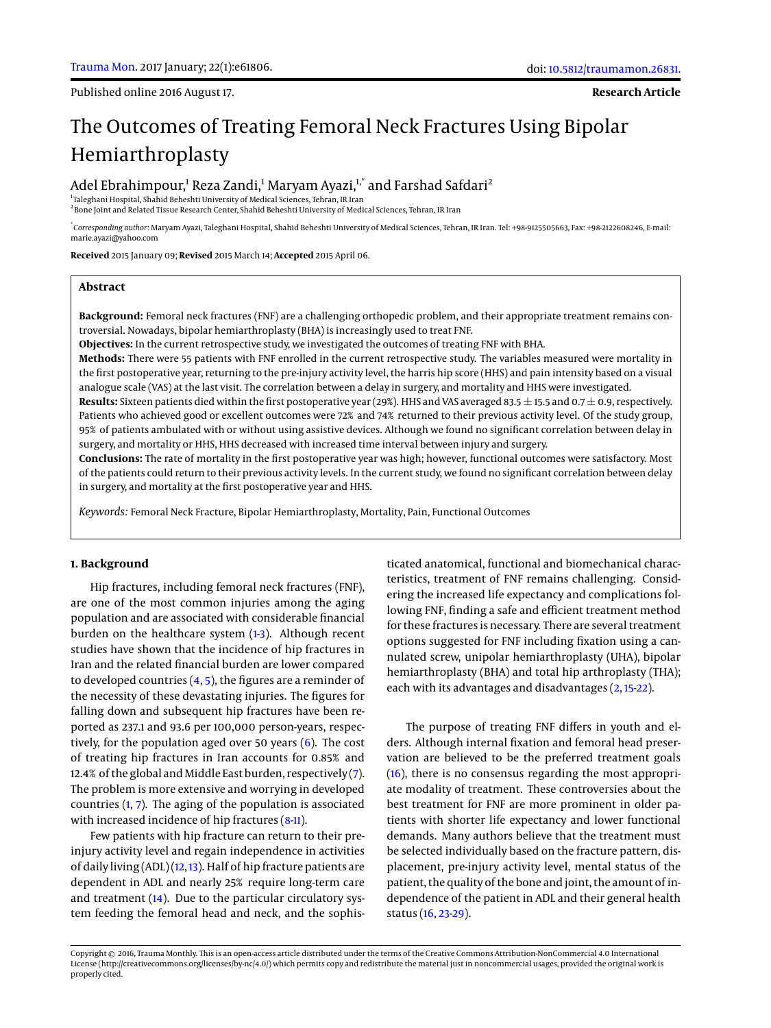Published online 2016 August 17.

**Research Article**

# The Outcomes of Treating Femoral Neck Fractures Using Bipolar Hemiarthroplasty

Adel Ebrahimpour,[1] Reza Zandi,[1] Maryam Ayazi,[1,*] and Farshad Safdari[2]

[1] Taleghani Hospital, Shahid Beheshti University of Medical Sciences, Tehran, IR Iran
[2] Bone Joint and Related Tissue Research Center, Shahid Beheshti University of Medical Sciences, Tehran, IR Iran

[*] *Corresponding author*: Maryam Ayazi, Taleghani Hospital, Shahid Beheshti University of Medical Sciences, Tehran, IR Iran. Tel: +98-9125505663, Fax: +98-2122608246, E-mail: marie.ayazi@yahoo.com

**Received** 2015 January 09; **Revised** 2015 March 14; **Accepted** 2015 April 06.

## Abstract

**Background:** Femoral neck fractures (FNF) are a challenging orthopedic problem, and their appropriate treatment remains controversial. Nowadays, bipolar hemiarthroplasty (BHA) is increasingly used to treat FNF.

**Objectives:** In the current retrospective study, we investigated the outcomes of treating FNF with BHA.

**Methods:** There were 55 patients with FNF enrolled in the current retrospective study. The variables measured were mortality in the first postoperative year, returning to the pre-injury activity level, the harris hip score (HHS) and pain intensity based on a visual analogue scale (VAS) at the last visit. The correlation between a delay in surgery, and mortality and HHS were investigated.

**Results:** Sixteen patients died within the first postoperative year (29%). HHS and VAS averaged $83.5 \pm 15.5$ and $0.7 \pm 0.9$, respectively. Patients who achieved good or excellent outcomes were 72% and 74% returned to their previous activity level. Of the study group, 95% of patients ambulated with or without using assistive devices. Although we found no significant correlation between delay in surgery, and mortality or HHS, HHS decreased with increased time interval between injury and surgery.

**Conclusions:** The rate of mortality in the first postoperative year was high; however, functional outcomes were satisfactory. Most of the patients could return to their previous activity levels. In the current study, we found no significant correlation between delay in surgery, and mortality at the first postoperative year and HHS.

*Keywords:* Femoral Neck Fracture, Bipolar Hemiarthroplasty, Mortality, Pain, Functional Outcomes

## 1. Background

Hip fractures, including femoral neck fractures (FNF), are one of the most common injuries among the aging population and are associated with considerable financial burden on the healthcare system (1-3). Although recent studies have shown that the incidence of hip fractures in Iran and the related financial burden are lower compared to developed countries (4, 5), the figures are a reminder of the necessity of these devastating injuries. The figures for falling down and subsequent hip fractures have been reported as 237.1 and 93.6 per 100,000 person-years, respectively, for the population aged over 50 years (6). The cost of treating hip fractures in Iran accounts for 0.85% and 12.4% of the global and Middle East burden, respectively (7). The problem is more extensive and worrying in developed countries (1, 7). The aging of the population is associated with increased incidence of hip fractures (8-11).

Few patients with hip fracture can return to their pre-injury activity level and regain independence in activities of daily living (ADL) (12, 13). Half of hip fracture patients are dependent in ADL and nearly 25% require long-term care and treatment (14). Due to the particular circulatory system feeding the femoral head and neck, and the sophisticated anatomical, functional and biomechanical characteristics, treatment of FNF remains challenging. Considering the increased life expectancy and complications following FNF, finding a safe and efficient treatment method for these fractures is necessary. There are several treatment options suggested for FNF including fixation using a cannulated screw, unipolar hemiarthroplasty (UHA), bipolar hemiarthroplasty (BHA) and total hip arthroplasty (THA); each with its advantages and disadvantages (2, 15-22).

The purpose of treating FNF differs in youth and elders. Although internal fixation and femoral head preservation are believed to be the preferred treatment goals (16), there is no consensus regarding the most appropriate modality of treatment. These controversies about the best treatment for FNF are more prominent in older patients with shorter life expectancy and lower functional demands. Many authors believe that the treatment must be selected individually based on the fracture pattern, displacement, pre-injury activity level, mental status of the patient, the quality of the bone and joint, the amount of independence of the patient in ADL and their general health status (16, 23-29).

Copyright © 2016, Trauma Monthly. This is an open-access article distributed under the terms of the Creative Commons Attribution-NonCommercial 4.0 International License (http://creativecommons.org/licenses/by-nc/4.0/) which permits copy and redistribute the material just in noncommercial usages, provided the original work is properly cited.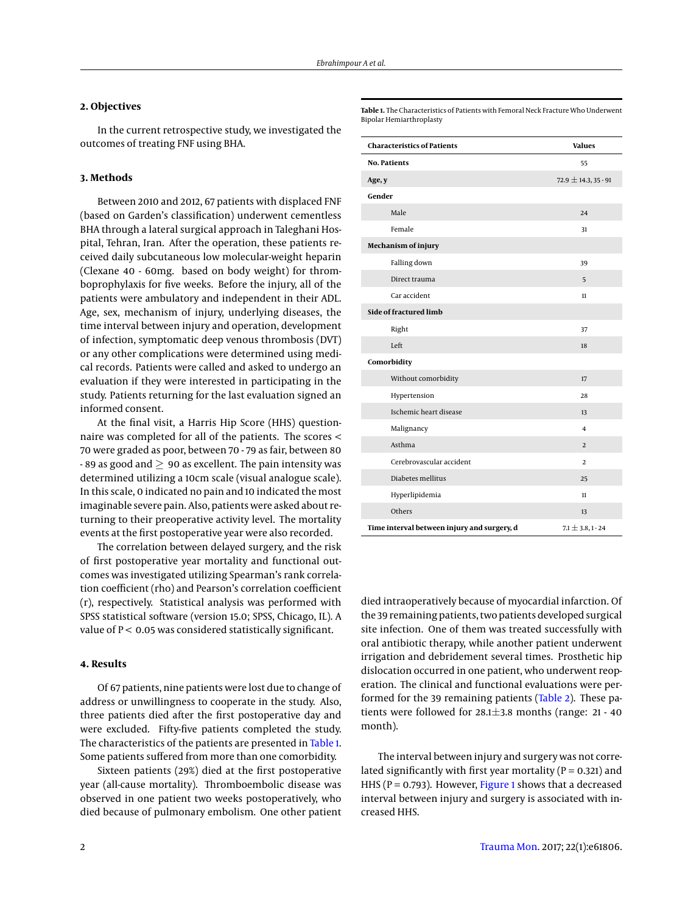## 2. Objectives

In the current retrospective study, we investigated the outcomes of treating FNF using BHA.

## 3. Methods

Between 2010 and 2012, 67 patients with displaced FNF (based on Garden's classification) underwent cementless BHA through a lateral surgical approach in Taleghani Hospital, Tehran, Iran. After the operation, these patients received daily subcutaneous low molecular-weight heparin (Clexane 40 - 60mg. based on body weight) for thromboprophylaxis for five weeks. Before the injury, all of the patients were ambulatory and independent in their ADL. Age, sex, mechanism of injury, underlying diseases, the time interval between injury and operation, development of infection, symptomatic deep venous thrombosis (DVT) or any other complications were determined using medical records. Patients were called and asked to undergo an evaluation if they were interested in participating in the study. Patients returning for the last evaluation signed an informed consent.

At the final visit, a Harris Hip Score (HHS) questionnaire was completed for all of the patients. The scores < 70 were graded as poor, between 70 - 79 as fair, between 80 - 89 as good and ≥ 90 as excellent. The pain intensity was determined utilizing a 10cm scale (visual analogue scale). In this scale, 0 indicated no pain and 10 indicated the most imaginable severe pain. Also, patients were asked about returning to their preoperative activity level. The mortality events at the first postoperative year were also recorded.

The correlation between delayed surgery, and the risk of first postoperative year mortality and functional outcomes was investigated utilizing Spearman's rank correlation coefficient (rho) and Pearson's correlation coefficient (r), respectively. Statistical analysis was performed with SPSS statistical software (version 15.0; SPSS, Chicago, IL). A value of $P < 0.05$ was considered statistically significant.

## 4. Results

Of 67 patients, nine patients were lost due to change of address or unwillingness to cooperate in the study. Also, three patients died after the first postoperative day and were excluded. Fifty-five patients completed the study. The characteristics of the patients are presented in Table 1. Some patients suffered from more than one comorbidity.

**Table 1.** The Characteristics of Patients with Femoral Neck Fracture Who Underwent Bipolar Hemiarthroplasty

| Characteristics of Patients | Values |
|---|---|
| **No. Patients** | 55 |
| **Age, y** | 72.9 ± 14.3, 35 - 91 |
| **Gender** | |
| Male | 24 |
| Female | 31 |
| **Mechanism of injury** | |
| Falling down | 39 |
| Direct trauma | 5 |
| Car accident | 11 |
| **Side of fractured limb** | |
| Right | 37 |
| Left | 18 |
| **Comorbidity** | |
| Without comorbidity | 17 |
| Hypertension | 28 |
| Ischemic heart disease | 13 |
| Malignancy | 4 |
| Asthma | 2 |
| Cerebrovascular accident | 2 |
| Diabetes mellitus | 25 |
| Hyperlipidemia | 11 |
| Others | 13 |
| **Time interval between injury and surgery, d** | 7.1 ± 3.8, 1 - 24 |

Sixteen patients (29%) died at the first postoperative year (all-cause mortality). Thromboembolic disease was observed in one patient two weeks postoperatively, who died because of pulmonary embolism. One other patient died intraoperatively because of myocardial infarction. Of the 39 remaining patients, two patients developed surgical site infection. One of them was treated successfully with oral antibiotic therapy, while another patient underwent irrigation and debridement several times. Prosthetic hip dislocation occurred in one patient, who underwent reoperation. The clinical and functional evaluations were performed for the 39 remaining patients (Table 2). These patients were followed for 28.1±3.8 months (range: 21 - 40 month).

The interval between injury and surgery was not correlated significantly with first year mortality (P = 0.321) and HHS (P = 0.793). However, Figure 1 shows that a decreased interval between injury and surgery is associated with increased HHS.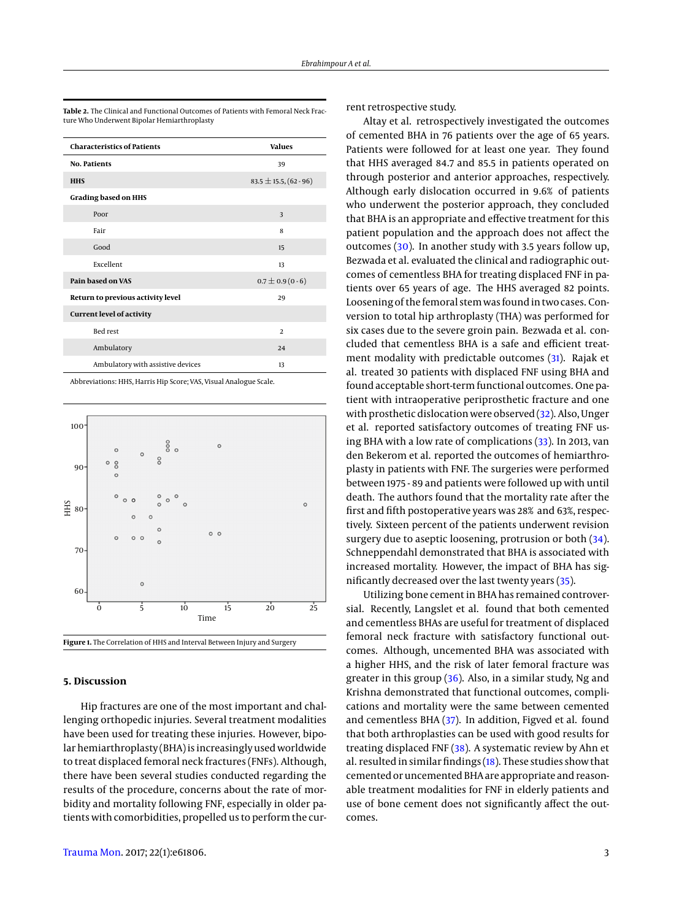**Table 2.** The Clinical and Functional Outcomes of Patients with Femoral Neck Fracture Who Underwent Bipolar Hemiarthroplasty

| Characteristics of Patients | Values |
|---|---|
| **No. Patients** | 39 |
| **HHS** | 83.5 ± 15.5, (62 - 96) |
| **Grading based on HHS** | |
| Poor | 3 |
| Fair | 8 |
| Good | 15 |
| Excellent | 13 |
| **Pain based on VAS** | 0.7 ± 0.9 (0 - 6) |
| **Return to previous activity level** | 29 |
| **Current level of activity** | |
| Bed rest | 2 |
| Ambulatory | 24 |
| Ambulatory with assistive devices | 13 |

Abbreviations: HHS, Harris Hip Score; VAS, Visual Analogue Scale.

**Figure 1.** The Correlation of HHS and Interval Between Injury and Surgery

## 5. Discussion

Hip fractures are one of the most important and challenging orthopedic injuries. Several treatment modalities have been used for treating these injuries. However, bipolar hemiarthroplasty (BHA) is increasingly used worldwide to treat displaced femoral neck fractures (FNFs). Although, there have been several studies conducted regarding the results of the procedure, concerns about the rate of morbidity and mortality following FNF, especially in older patients with comorbidities, propelled us to perform the current retrospective study.

Altay et al. retrospectively investigated the outcomes of cemented BHA in 76 patients over the age of 65 years. Patients were followed for at least one year. They found that HHS averaged 84.7 and 85.5 in patients operated on through posterior and anterior approaches, respectively. Although early dislocation occurred in 9.6% of patients who underwent the posterior approach, they concluded that BHA is an appropriate and effective treatment for this patient population and the approach does not affect the outcomes (30). In another study with 3.5 years follow up, Bezwada et al. evaluated the clinical and radiographic outcomes of cementless BHA for treating displaced FNF in patients over 65 years of age. The HHS averaged 82 points. Loosening of the femoral stem was found in two cases. Conversion to total hip arthroplasty (THA) was performed for six cases due to the severe groin pain. Bezwada et al. concluded that cementless BHA is a safe and efficient treatment modality with predictable outcomes (31). Rajak et al. treated 30 patients with displaced FNF using BHA and found acceptable short-term functional outcomes. One patient with intraoperative periprosthetic fracture and one with prosthetic dislocation were observed (32). Also, Unger et al. reported satisfactory outcomes of treating FNF using BHA with a low rate of complications (33). In 2013, van den Bekerom et al. reported the outcomes of hemiarthroplasty in patients with FNF. The surgeries were performed between 1975 - 89 and patients were followed up with until death. The authors found that the mortality rate after the first and fifth postoperative years was 28% and 63%, respectively. Sixteen percent of the patients underwent revision surgery due to aseptic loosening, protrusion or both (34). Schneppendahl demonstrated that BHA is associated with increased mortality. However, the impact of BHA has significantly decreased over the last twenty years (35).

Utilizing bone cement in BHA has remained controversial. Recently, Langslet et al. found that both cemented and cementless BHAs are useful for treatment of displaced femoral neck fracture with satisfactory functional outcomes. Although, uncemented BHA was associated with a higher HHS, and the risk of later femoral fracture was greater in this group (36). Also, in a similar study, Ng and Krishna demonstrated that functional outcomes, complications and mortality were the same between cemented and cementless BHA (37). In addition, Figved et al. found that both arthroplasties can be used with good results for treating displaced FNF (38). A systematic review by Ahn et al. resulted in similar findings (18). These studies show that cemented or uncemented BHA are appropriate and reasonable treatment modalities for FNF in elderly patients and use of bone cement does not significantly affect the outcomes.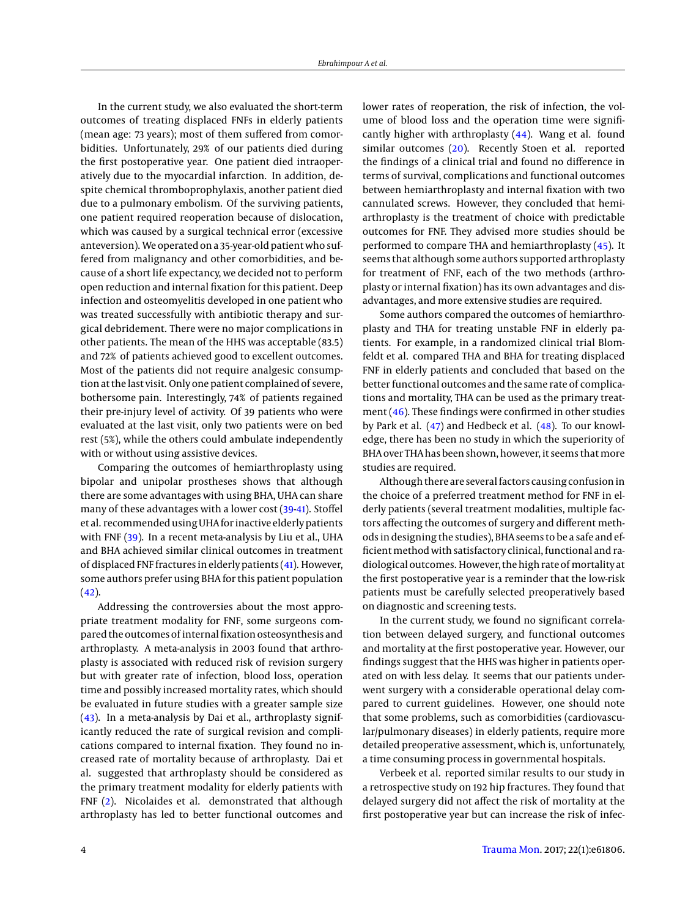In the current study, we also evaluated the short-term outcomes of treating displaced FNFs in elderly patients (mean age: 73 years); most of them suffered from comorbidities. Unfortunately, 29% of our patients died during the first postoperative year. One patient died intraoperatively due to the myocardial infarction. In addition, despite chemical thromboprophylaxis, another patient died due to a pulmonary embolism. Of the surviving patients, one patient required reoperation because of dislocation, which was caused by a surgical technical error (excessive anteversion). We operated on a 35-year-old patient who suffered from malignancy and other comorbidities, and because of a short life expectancy, we decided not to perform open reduction and internal fixation for this patient. Deep infection and osteomyelitis developed in one patient who was treated successfully with antibiotic therapy and surgical debridement. There were no major complications in other patients. The mean of the HHS was acceptable (83.5) and 72% of patients achieved good to excellent outcomes. Most of the patients did not require analgesic consumption at the last visit. Only one patient complained of severe, bothersome pain. Interestingly, 74% of patients regained their pre-injury level of activity. Of 39 patients who were evaluated at the last visit, only two patients were on bed rest (5%), while the others could ambulate independently with or without using assistive devices.

Comparing the outcomes of hemiarthroplasty using bipolar and unipolar prostheses shows that although there are some advantages with using BHA, UHA can share many of these advantages with a lower cost (39-41). Stoffel et al. recommended using UHA for inactive elderly patients with FNF (39). In a recent meta-analysis by Liu et al., UHA and BHA achieved similar clinical outcomes in treatment of displaced FNF fractures in elderly patients (41). However, some authors prefer using BHA for this patient population (42).

Addressing the controversies about the most appropriate treatment modality for FNF, some surgeons compared the outcomes of internal fixation osteosynthesis and arthroplasty. A meta-analysis in 2003 found that arthroplasty is associated with reduced risk of revision surgery but with greater rate of infection, blood loss, operation time and possibly increased mortality rates, which should be evaluated in future studies with a greater sample size (43). In a meta-analysis by Dai et al., arthroplasty significantly reduced the rate of surgical revision and complications compared to internal fixation. They found no increased rate of mortality because of arthroplasty. Dai et al. suggested that arthroplasty should be considered as the primary treatment modality for elderly patients with FNF (2). Nicolaides et al. demonstrated that although arthroplasty has led to better functional outcomes and lower rates of reoperation, the risk of infection, the volume of blood loss and the operation time were significantly higher with arthroplasty (44). Wang et al. found similar outcomes (20). Recently Stoen et al. reported the findings of a clinical trial and found no difference in terms of survival, complications and functional outcomes between hemiarthroplasty and internal fixation with two cannulated screws. However, they concluded that hemiarthroplasty is the treatment of choice with predictable outcomes for FNF. They advised more studies should be performed to compare THA and hemiarthroplasty (45). It seems that although some authors supported arthroplasty for treatment of FNF, each of the two methods (arthroplasty or internal fixation) has its own advantages and disadvantages, and more extensive studies are required.

Some authors compared the outcomes of hemiarthroplasty and THA for treating unstable FNF in elderly patients. For example, in a randomized clinical trial Blomfeldt et al. compared THA and BHA for treating displaced FNF in elderly patients and concluded that based on the better functional outcomes and the same rate of complications and mortality, THA can be used as the primary treatment (46). These findings were confirmed in other studies by Park et al. (47) and Hedbeck et al. (48). To our knowledge, there has been no study in which the superiority of BHA over THA has been shown, however, it seems that more studies are required.

Although there are several factors causing confusion in the choice of a preferred treatment method for FNF in elderly patients (several treatment modalities, multiple factors affecting the outcomes of surgery and different methods in designing the studies), BHA seems to be a safe and efficient method with satisfactory clinical, functional and radiological outcomes. However, the high rate of mortality at the first postoperative year is a reminder that the low-risk patients must be carefully selected preoperatively based on diagnostic and screening tests.

In the current study, we found no significant correlation between delayed surgery, and functional outcomes and mortality at the first postoperative year. However, our findings suggest that the HHS was higher in patients operated on with less delay. It seems that our patients underwent surgery with a considerable operational delay compared to current guidelines. However, one should note that some problems, such as comorbidities (cardiovascular/pulmonary diseases) in elderly patients, require more detailed preoperative assessment, which is, unfortunately, a time consuming process in governmental hospitals.

Verbeek et al. reported similar results to our study in a retrospective study on 192 hip fractures. They found that delayed surgery did not affect the risk of mortality at the first postoperative year but can increase the risk of infec-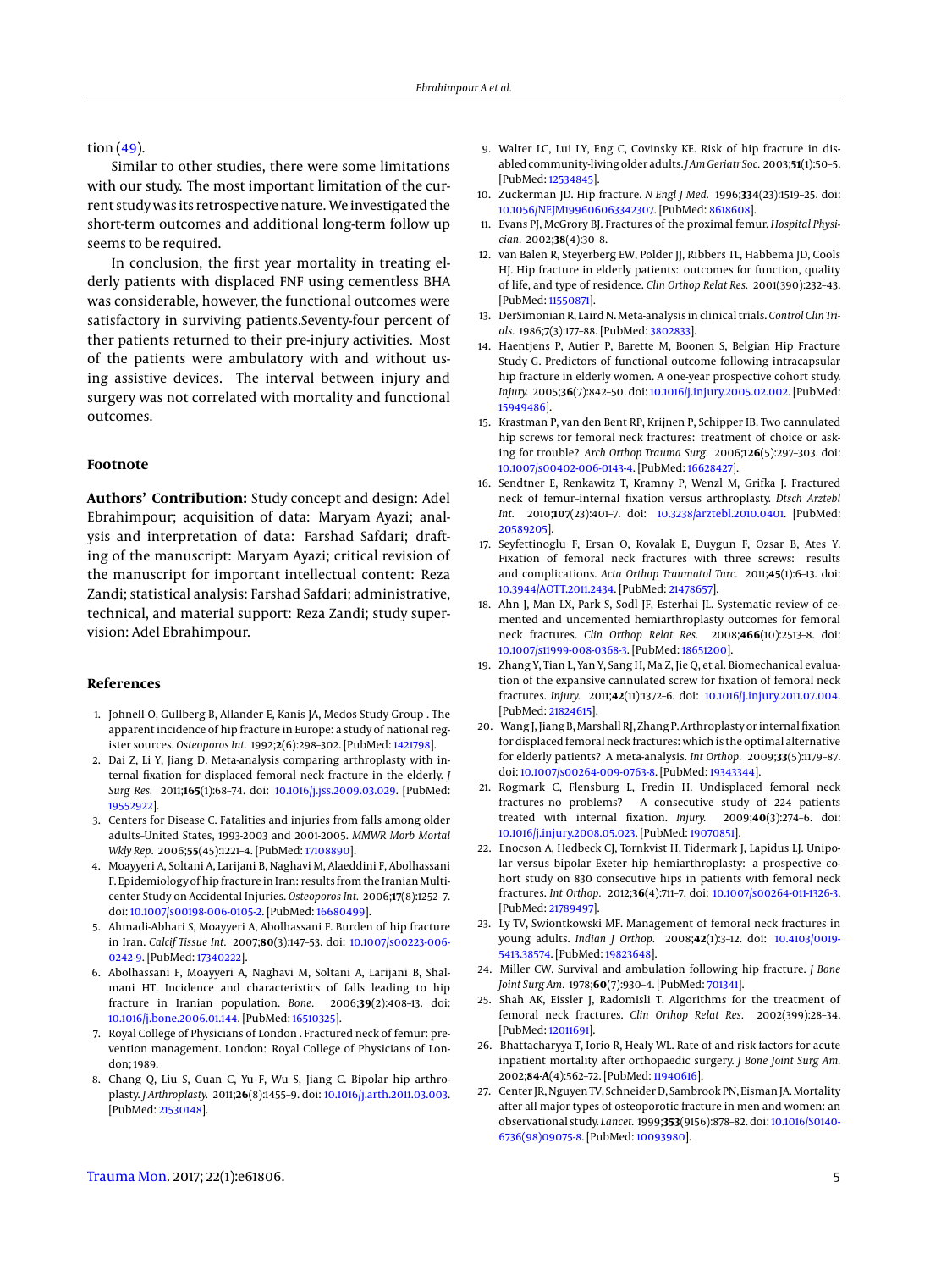tion (49).

Similar to other studies, there were some limitations with our study. The most important limitation of the current study was its retrospective nature. We investigated the short-term outcomes and additional long-term follow up seems to be required.

In conclusion, the first year mortality in treating elderly patients with displaced FNF using cementless BHA was considerable, however, the functional outcomes were satisfactory in surviving patients.Seventy-four percent of their patients returned to their pre-injury activities. Most of the patients were ambulatory with and without using assistive devices. The interval between injury and surgery was not correlated with mortality and functional outcomes.

## Footnote

**Authors' Contribution:** Study concept and design: Adel Ebrahimpour; acquisition of data: Maryam Ayazi; analysis and interpretation of data: Farshad Safdari; drafting of the manuscript: Maryam Ayazi; critical revision of the manuscript for important intellectual content: Reza Zandi; statistical analysis: Farshad Safdari; administrative, technical, and material support: Reza Zandi; study supervision: Adel Ebrahimpour.

## References

1. Johnell O, Gullberg B, Allander E, Kanis JA, Medos Study Group . The apparent incidence of hip fracture in Europe: a study of national register sources. *Osteoporos Int.* 1992;**2**(6):298–302. [PubMed: 1421798].
2. Dai Z, Li Y, Jiang D. Meta-analysis comparing arthroplasty with internal fixation for displaced femoral neck fracture in the elderly. *J Surg Res.* 2011;**165**(1):68–74. doi: 10.1016/j.jss.2009.03.029. [PubMed: 19552922].
3. Centers for Disease C. Fatalities and injuries from falls among older adults–United States, 1993-2003 and 2001-2005. *MMWR Morb Mortal Wkly Rep.* 2006;**55**(45):1221–4. [PubMed: 17108890].
4. Moayyeri A, Soltani A, Larijani B, Naghavi M, Alaeddini F, Abolhassani F. Epidemiology of hip fracture in Iran: results from the Iranian Multicenter Study on Accidental Injuries. *Osteoporos Int.* 2006;**17**(8):1252–7. doi: 10.1007/s00198-006-0105-2. [PubMed: 16680499].
5. Ahmadi-Abhari S, Moayyeri A, Abolhassani F. Burden of hip fracture in Iran. *Calcif Tissue Int.* 2007;**80**(3):147–53. doi: 10.1007/s00223-006-0242-9. [PubMed: 17340222].
6. Abolhassani F, Moayyeri A, Naghavi M, Soltani A, Larijani B, Shalmani HT. Incidence and characteristics of falls leading to hip fracture in Iranian population. *Bone.* 2006;**39**(2):408–13. doi: 10.1016/j.bone.2006.01.144. [PubMed: 16510325].
7. Royal College of Physicians of London . Fractured neck of femur: prevention management. London: Royal College of Physicians of London; 1989.
8. Chang Q, Liu S, Guan C, Yu F, Wu S, Jiang C. Bipolar hip arthroplasty. *J Arthroplasty.* 2011;**26**(8):1455–9. doi: 10.1016/j.arth.2011.03.003. [PubMed: 21530148].
9. Walter LC, Lui LY, Eng C, Covinsky KE. Risk of hip fracture in disabled community-living older adults. *J Am Geriatr Soc.* 2003;**51**(1):50–5. [PubMed: 12534845].
10. Zuckerman JD. Hip fracture. *N Engl J Med.* 1996;**334**(23):1519–25. doi: 10.1056/NEJM199606063342307. [PubMed: 8618608].
11. Evans PJ, McGrory BJ. Fractures of the proximal femur. *Hospital Physician.* 2002;**38**(4):30–8.
12. van Balen R, Steyerberg EW, Polder JJ, Ribbers TL, Habbema JD, Cools HJ. Hip fracture in elderly patients: outcomes for function, quality of life, and type of residence. *Clin Orthop Relat Res.* 2001(390):232–43. [PubMed: 11550871].
13. DerSimonian R, Laird N. Meta-analysis in clinical trials. *Control Clin Trials.* 1986;**7**(3):177–88. [PubMed: 3802833].
14. Haentjens P, Autier P, Barette M, Boonen S, Belgian Hip Fracture Study G. Predictors of functional outcome following intracapsular hip fracture in elderly women. A one-year prospective cohort study. *Injury.* 2005;**36**(7):842–50. doi: 10.1016/j.injury.2005.02.002. [PubMed: 15949486].
15. Krastman P, van den Bent RP, Krijnen P, Schipper IB. Two cannulated hip screws for femoral neck fractures: treatment of choice or asking for trouble? *Arch Orthop Trauma Surg.* 2006;**126**(5):297–303. doi: 10.1007/s00402-006-0143-4. [PubMed: 16628427].
16. Sendtner E, Renkawitz T, Kramny P, Wenzl M, Grifka J. Fractured neck of femur–internal fixation versus arthroplasty. *Dtsch Arztebl Int.* 2010;**107**(23):401–7. doi: 10.3238/arztebl.2010.0401. [PubMed: 20589205].
17. Seyfettinoglu F, Ersan O, Kovalak E, Duygun F, Ozsar B, Ates Y. Fixation of femoral neck fractures with three screws: results and complications. *Acta Orthop Traumatol Turc.* 2011;**45**(1):6–13. doi: 10.3944/AOTT.2011.2434. [PubMed: 21478657].
18. Ahn J, Man LX, Park S, Sodl JF, Esterhai JL. Systematic review of cemented and uncemented hemiarthroplasty outcomes for femoral neck fractures. *Clin Orthop Relat Res.* 2008;**466**(10):2513–8. doi: 10.1007/s11999-008-0368-3. [PubMed: 18651200].
19. Zhang Y, Tian L, Yan Y, Sang H, Ma Z, Jie Q, et al. Biomechanical evaluation of the expansive cannulated screw for fixation of femoral neck fractures. *Injury.* 2011;**42**(11):1372–6. doi: 10.1016/j.injury.2011.07.004. [PubMed: 21824615].
20. Wang J, Jiang B, Marshall RJ, Zhang P. Arthroplasty or internal fixation for displaced femoral neck fractures: which is the optimal alternative for elderly patients? A meta-analysis. *Int Orthop.* 2009;**33**(5):1179–87. doi: 10.1007/s00264-009-0763-8. [PubMed: 19343344].
21. Rogmark C, Flensburg L, Fredin H. Undisplaced femoral neck fractures–no problems? A consecutive study of 224 patients treated with internal fixation. *Injury.* 2009;**40**(3):274–6. doi: 10.1016/j.injury.2008.05.023. [PubMed: 19070851].
22. Enocson A, Hedbeck CJ, Tornkvist H, Tidermark J, Lapidus LJ. Unipolar versus bipolar Exeter hip hemiarthroplasty: a prospective cohort study on 830 consecutive hips in patients with femoral neck fractures. *Int Orthop.* 2012;**36**(4):711–7. doi: 10.1007/s00264-011-1326-3. [PubMed: 21789497].
23. Ly TV, Swiontkowski MF. Management of femoral neck fractures in young adults. *Indian J Orthop.* 2008;**42**(1):3–12. doi: 10.4103/0019-5413.38574. [PubMed: 19823648].
24. Miller CW. Survival and ambulation following hip fracture. *J Bone Joint Surg Am.* 1978;**60**(7):930–4. [PubMed: 701341].
25. Shah AK, Eissler J, Radomisli T. Algorithms for the treatment of femoral neck fractures. *Clin Orthop Relat Res.* 2002(399):28–34. [PubMed: 12011691].
26. Bhattacharyya T, Iorio R, Healy WL. Rate of and risk factors for acute inpatient mortality after orthopaedic surgery. *J Bone Joint Surg Am.* 2002;**84-A**(4):562–72. [PubMed: 11940616].
27. Center JR, Nguyen TV, Schneider D, Sambrook PN, Eisman JA. Mortality after all major types of osteoporotic fracture in men and women: an observational study. *Lancet.* 1999;**353**(9156):878–82. doi: 10.1016/S0140-6736(98)09075-8. [PubMed: 10093980].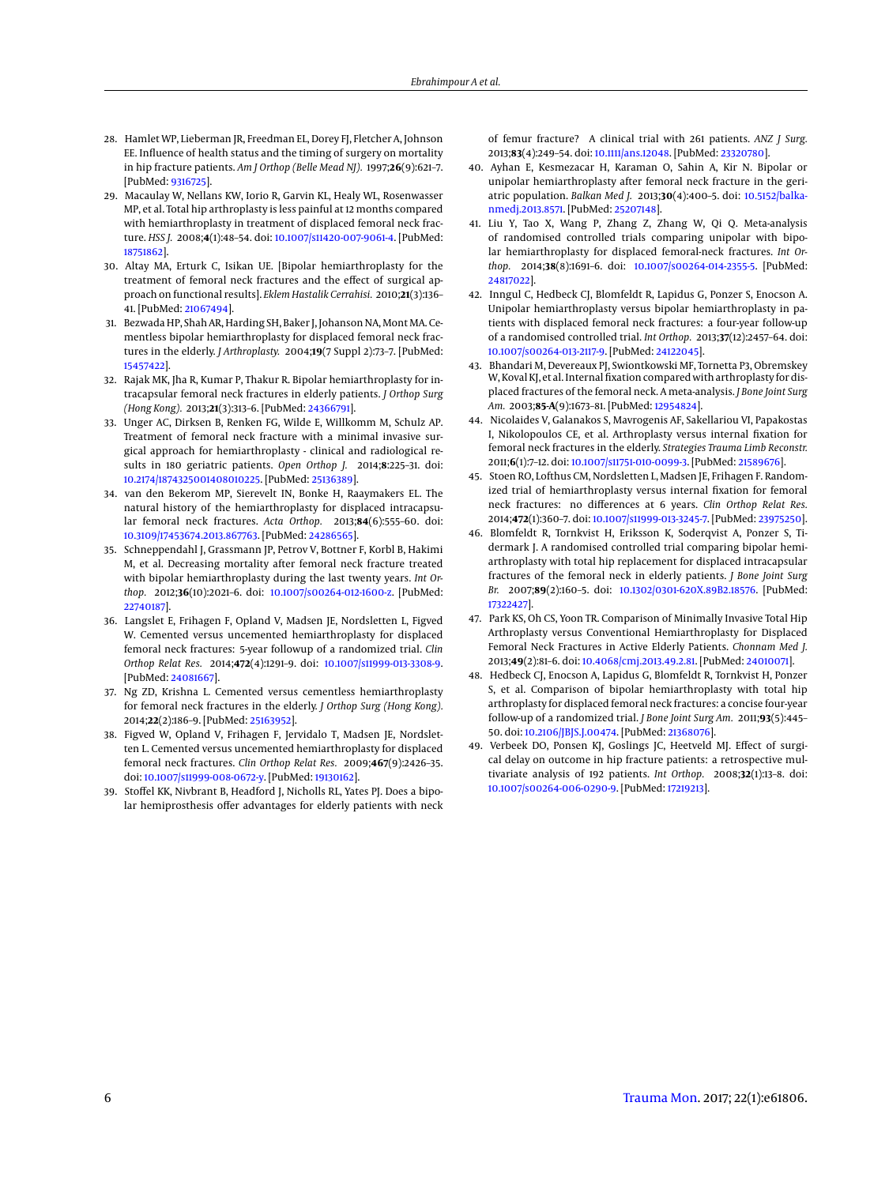28. Hamlet WP, Lieberman JR, Freedman EL, Dorey FJ, Fletcher A, Johnson EE. Influence of health status and the timing of surgery on mortality in hip fracture patients. *Am J Orthop (Belle Mead NJ).* 1997;**26**(9):621–7. [PubMed: 9316725].
29. Macaulay W, Nellans KW, Iorio R, Garvin KL, Healy WL, Rosenwasser MP, et al. Total hip arthroplasty is less painful at 12 months compared with hemiarthroplasty in treatment of displaced femoral neck fracture. *HSS J.* 2008;**4**(1):48–54. doi: 10.1007/s11420-007-9061-4. [PubMed: 18751862].
30. Altay MA, Erturk C, Isikan UE. [Bipolar hemiarthroplasty for the treatment of femoral neck fractures and the effect of surgical approach on functional results]. *Eklem Hastalik Cerrahisi.* 2010;**21**(3):136–41. [PubMed: 21067494].
31. Bezwada HP, Shah AR, Harding SH, Baker J, Johanson NA, Mont MA. Cementless bipolar hemiarthroplasty for displaced femoral neck fractures in the elderly. *J Arthroplasty.* 2004;**19**(7 Suppl 2):73–7. [PubMed: 15457422].
32. Rajak MK, Jha R, Kumar P, Thakur R. Bipolar hemiarthroplasty for intracapsular femoral neck fractures in elderly patients. *J Orthop Surg (Hong Kong).* 2013;**21**(3):313–6. [PubMed: 24366791].
33. Unger AC, Dirksen B, Renken FG, Wilde E, Willkomm M, Schulz AP. Treatment of femoral neck fracture with a minimal invasive surgical approach for hemiarthroplasty - clinical and radiological results in 180 geriatric patients. *Open Orthop J.* 2014;**8**:225–31. doi: 10.2174/1874325001408010225. [PubMed: 25136389].
34. van den Bekerom MP, Sierevelt IN, Bonke H, Raaymakers EL. The natural history of the hemiarthroplasty for displaced intracapsular femoral neck fractures. *Acta Orthop.* 2013;**84**(6):555–60. doi: 10.3109/17453674.2013.867763. [PubMed: 24286565].
35. Schneppendahl J, Grassmann JP, Petrov V, Bottner F, Korbl B, Hakimi M, et al. Decreasing mortality after femoral neck fracture treated with bipolar hemiarthroplasty during the last twenty years. *Int Orthop.* 2012;**36**(10):2021–6. doi: 10.1007/s00264-012-1600-z. [PubMed: 22740187].
36. Langslet E, Frihagen F, Opland V, Madsen JE, Nordsletten L, Figved W. Cemented versus uncemented hemiarthroplasty for displaced femoral neck fractures: 5-year followup of a randomized trial. *Clin Orthop Relat Res.* 2014;**472**(4):1291–9. doi: 10.1007/s11999-013-3308-9. [PubMed: 24081667].
37. Ng ZD, Krishna L. Cemented versus cementless hemiarthroplasty for femoral neck fractures in the elderly. *J Orthop Surg (Hong Kong).* 2014;**22**(2):186–9. [PubMed: 25163952].
38. Figved W, Opland V, Frihagen F, Jervidalo T, Madsen JE, Nordsletten L. Cemented versus uncemented hemiarthroplasty for displaced femoral neck fractures. *Clin Orthop Relat Res.* 2009;**467**(9):2426–35. doi: 10.1007/s11999-008-0672-y. [PubMed: 19130162].
39. Stoffel KK, Nivbrant B, Headford J, Nicholls RL, Yates PJ. Does a bipolar hemiprosthesis offer advantages for elderly patients with neck of femur fracture? A clinical trial with 261 patients. *ANZ J Surg.* 2013;**83**(4):249–54. doi: 10.1111/ans.12048. [PubMed: 23320780].
40. Ayhan E, Kesmezacar H, Karaman O, Sahin A, Kir N. Bipolar or unipolar hemiarthroplasty after femoral neck fracture in the geriatric population. *Balkan Med J.* 2013;**30**(4):400–5. doi: 10.5152/balkanmedj.2013.8571. [PubMed: 25207148].
41. Liu Y, Tao X, Wang P, Zhang Z, Zhang W, Qi Q. Meta-analysis of randomised controlled trials comparing unipolar with bipolar hemiarthroplasty for displaced femoral-neck fractures. *Int Orthop.* 2014;**38**(8):1691–6. doi: 10.1007/s00264-014-2355-5. [PubMed: 24817022].
42. Inngul C, Hedbeck CJ, Blomfeldt R, Lapidus G, Ponzer S, Enocson A. Unipolar hemiarthroplasty versus bipolar hemiarthroplasty in patients with displaced femoral neck fractures: a four-year follow-up of a randomised controlled trial. *Int Orthop.* 2013;**37**(12):2457–64. doi: 10.1007/s00264-013-2117-9. [PubMed: 24122045].
43. Bhandari M, Devereaux PJ, Swiontkowski MF, Tornetta P3, Obremskey W, Koval KJ, et al. Internal fixation compared with arthroplasty for displaced fractures of the femoral neck. A meta-analysis. *J Bone Joint Surg Am.* 2003;**85-A**(9):1673–81. [PubMed: 12954824].
44. Nicolaides V, Galanakos S, Mavrogenis AF, Sakellariou VI, Papakostas I, Nikolopoulos CE, et al. Arthroplasty versus internal fixation for femoral neck fractures in the elderly. *Strategies Trauma Limb Reconstr.* 2011;**6**(1):7–12. doi: 10.1007/s11751-010-0099-3. [PubMed: 21589676].
45. Stoen RO, Lofthus CM, Nordsletten L, Madsen JE, Frihagen F. Randomized trial of hemiarthroplasty versus internal fixation for femoral neck fractures: no differences at 6 years. *Clin Orthop Relat Res.* 2014;**472**(1):360–7. doi: 10.1007/s11999-013-3245-7. [PubMed: 23975250].
46. Blomfeldt R, Tornkvist H, Eriksson K, Soderqvist A, Ponzer S, Tidermark J. A randomised controlled trial comparing bipolar hemiarthroplasty with total hip replacement for displaced intracapsular fractures of the femoral neck in elderly patients. *J Bone Joint Surg Br.* 2007;**89**(2):160–5. doi: 10.1302/0301-620X.89B2.18576. [PubMed: 17322427].
47. Park KS, Oh CS, Yoon TR. Comparison of Minimally Invasive Total Hip Arthroplasty versus Conventional Hemiarthroplasty for Displaced Femoral Neck Fractures in Active Elderly Patients. *Chonnam Med J.* 2013;**49**(2):81–6. doi: 10.4068/cmj.2013.49.2.81. [PubMed: 24010071].
48. Hedbeck CJ, Enocson A, Lapidus G, Blomfeldt R, Tornkvist H, Ponzer S, et al. Comparison of bipolar hemiarthroplasty with total hip arthroplasty for displaced femoral neck fractures: a concise four-year follow-up of a randomized trial. *J Bone Joint Surg Am.* 2011;**93**(5):445–50. doi: 10.2106/JBJS.J.00474. [PubMed: 21368076].
49. Verbeek DO, Ponsen KJ, Goslings JC, Heetveld MJ. Effect of surgical delay on outcome in hip fracture patients: a retrospective multivariate analysis of 192 patients. *Int Orthop.* 2008;**32**(1):13–8. doi: 10.1007/s00264-006-0290-9. [PubMed: 17219213].